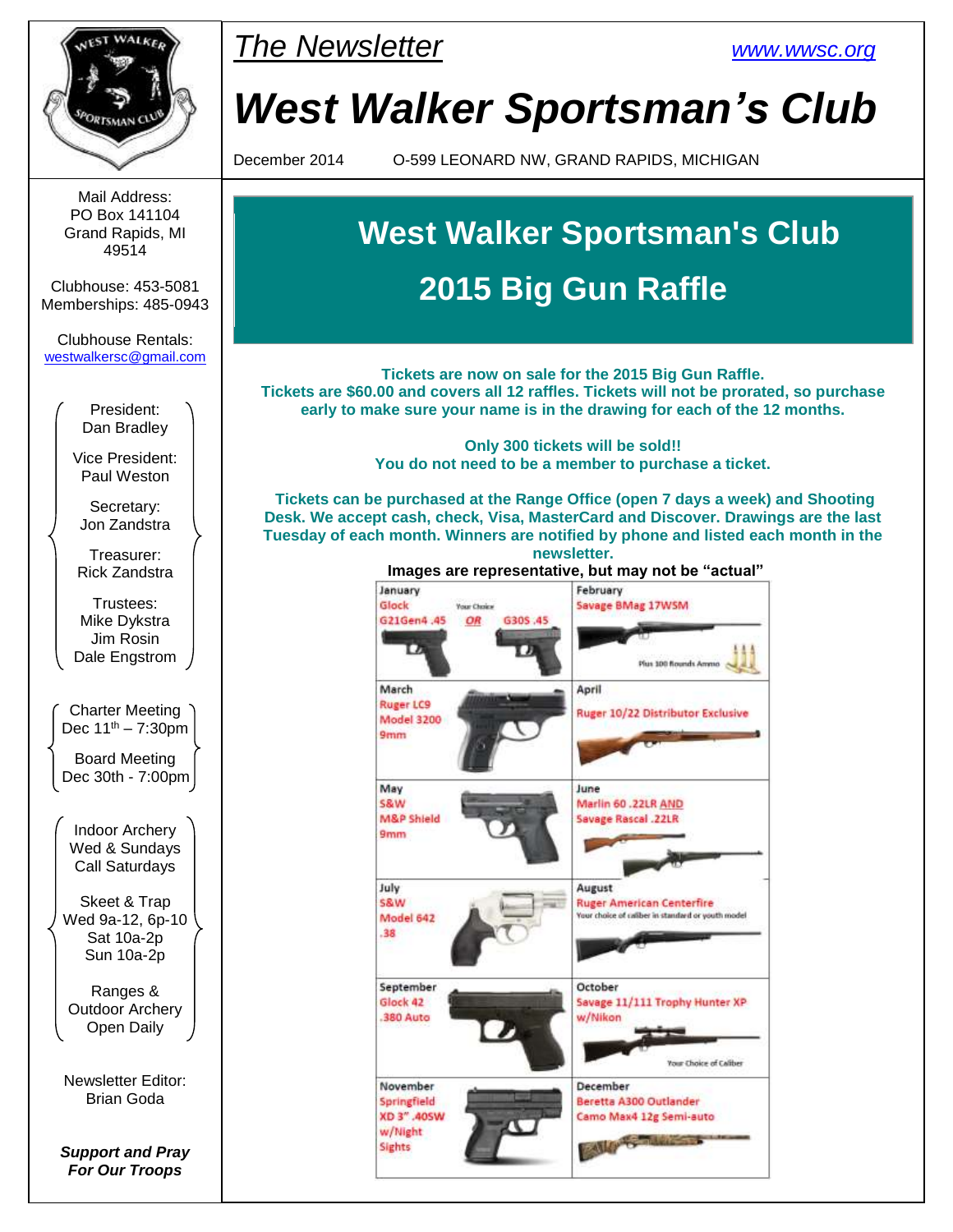# The Newsletter

www.wwsc.org

# West Walker Sportsman's Club

December 2014 O-599 LEONARD NW, GRAND RAPIDS, MICHIGAN

Mail Address:
PO Box 141104
Grand Rapids, MI
49514

Clubhouse: 453-5081
Memberships: 485-0943

Clubhouse Rentals:
westwalkersc@gmail.com

President:
Dan Bradley

Vice President:
Paul Weston

Secretary:
Jon Zandstra

Treasurer:
Rick Zandstra

Trustees:
Mike Dykstra
Jim Rosin
Dale Engstrom

Charter Meeting
Dec 11th – 7:30pm

Board Meeting
Dec 30th - 7:00pm

Indoor Archery
Wed & Sundays
Call Saturdays

Skeet & Trap
Wed 9a-12, 6p-10
Sat 10a-2p
Sun 10a-2p

Ranges &
Outdoor Archery
Open Daily

Newsletter Editor:
Brian Goda

***Support and Pray For Our Troops***

## West Walker Sportsman's Club
## 2015 Big Gun Raffle

**Tickets are now on sale for the 2015 Big Gun Raffle. Tickets are $60.00 and covers all 12 raffles. Tickets will not be prorated, so purchase early to make sure your name is in the drawing for each of the 12 months.**

**Only 300 tickets will be sold!! You do not need to be a member to purchase a ticket.**

**Tickets can be purchased at the Range Office (open 7 days a week) and Shooting Desk. We accept cash, check, Visa, MasterCard and Discover. Drawings are the last Tuesday of each month. Winners are notified by phone and listed each month in the newsletter.**

**Images are representative, but may not be "actual"**

| | |
|---|---|
| January: Glock G21Gen4 .45 OR G30S .45 (Your Choice) | February: Savage BMag 17WSM (Plus 100 Rounds Ammo) |
| March: Ruger LC9 Model 3200 9mm | April: Ruger 10/22 Distributor Exclusive |
| May: S&W M&P Shield 9mm | June: Marlin 60 .22LR AND Savage Rascal .22LR |
| July: S&W Model 642 .38 | August: Ruger American Centerfire (Your choice of caliber in standard or youth model) |
| September: Glock 42 .380 Auto | October: Savage 11/111 Trophy Hunter XP w/Nikon (Your Choice of Caliber) |
| November: Springfield XD 3" .40SW w/Night Sights | December: Beretta A300 Outlander Camo Max4 12g Semi-auto |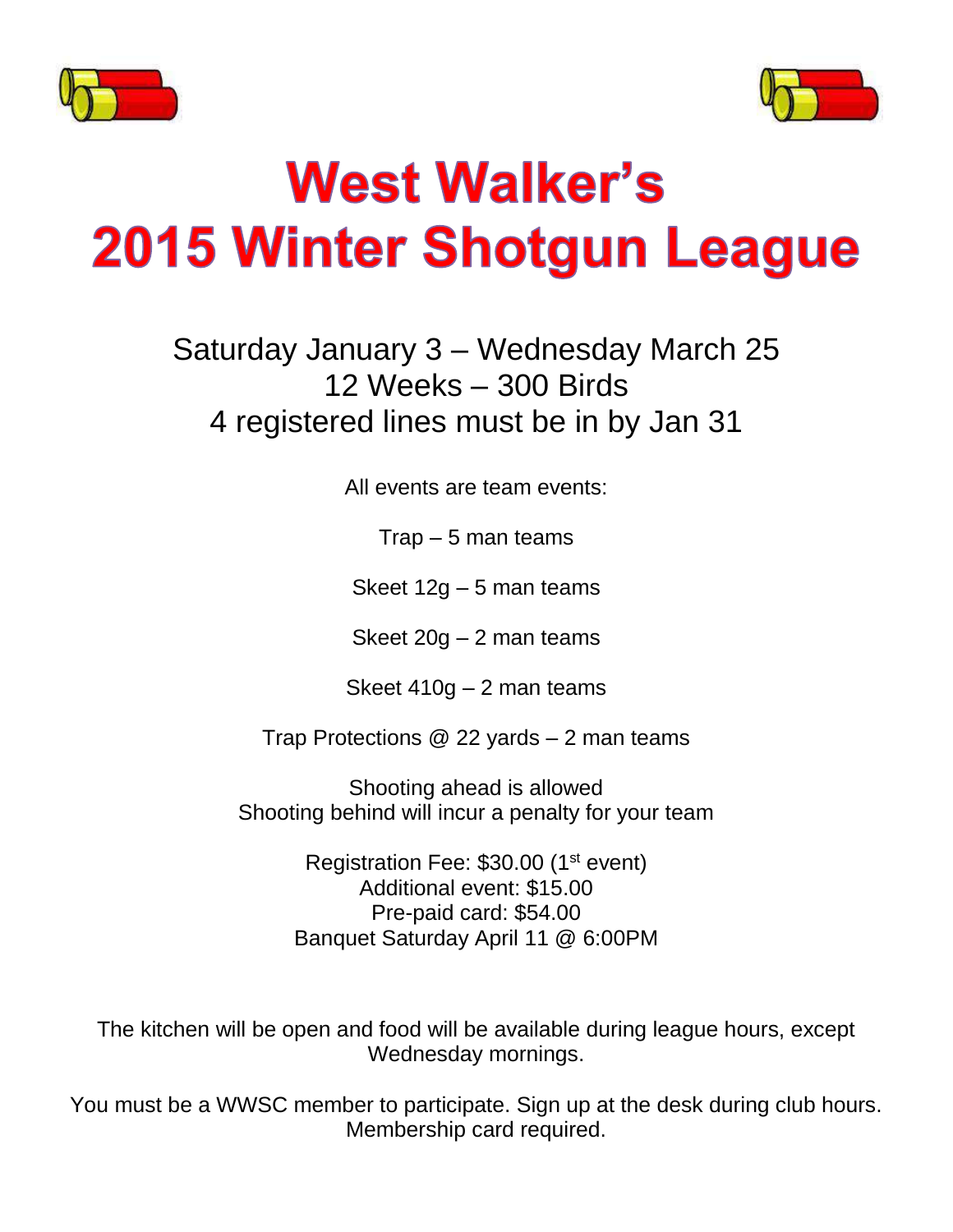# West Walker's
# 2015 Winter Shotgun League

Saturday January 3 – Wednesday March 25
12 Weeks – 300 Birds
4 registered lines must be in by Jan 31

All events are team events:

Trap – 5 man teams

Skeet 12g – 5 man teams

Skeet 20g – 2 man teams

Skeet 410g – 2 man teams

Trap Protections @ 22 yards – 2 man teams

Shooting ahead is allowed
Shooting behind will incur a penalty for your team

Registration Fee: $30.00 (1st event)
Additional event: $15.00
Pre-paid card: $54.00
Banquet Saturday April 11 @ 6:00PM

The kitchen will be open and food will be available during league hours, except Wednesday mornings.

You must be a WWSC member to participate. Sign up at the desk during club hours. Membership card required.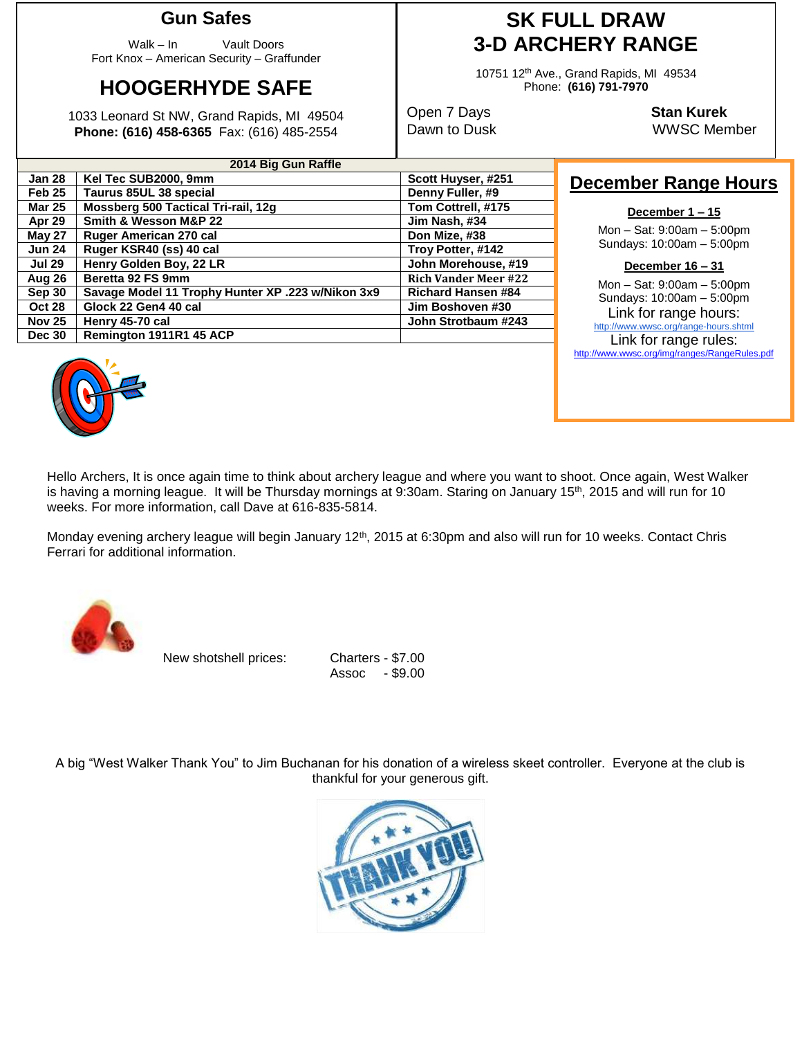## Gun Safes

Walk – In Vault Doors
Fort Knox – American Security – Graffunder

## HOOGERHYDE SAFE

1033 Leonard St NW, Grand Rapids, MI 49504
**Phone: (616) 458-6365** Fax: (616) 485-2554

## SK FULL DRAW 3-D ARCHERY RANGE

10751 12th Ave., Grand Rapids, MI 49534
Phone: **(616) 791-7970**

Open 7 Days
Dawn to Dusk

**Stan Kurek**
WWSC Member

| 2014 Big Gun Raffle | | |
|---|---|---|
| **Jan 28** | **Kel Tec SUB2000, 9mm** | **Scott Huyser, #251** |
| **Feb 25** | **Taurus 85UL 38 special** | **Denny Fuller, #9** |
| **Mar 25** | **Mossberg 500 Tactical Tri-rail, 12g** | **Tom Cottrell, #175** |
| **Apr 29** | **Smith & Wesson M&P 22** | **Jim Nash, #34** |
| **May 27** | **Ruger American 270 cal** | **Don Mize, #38** |
| **Jun 24** | **Ruger KSR40 (ss) 40 cal** | **Troy Potter, #142** |
| **Jul 29** | **Henry Golden Boy, 22 LR** | **John Morehouse, #19** |
| **Aug 26** | **Beretta 92 FS 9mm** | **Rich Vander Meer #22** |
| **Sep 30** | **Savage Model 11 Trophy Hunter XP .223 w/Nikon 3x9** | **Richard Hansen #84** |
| **Oct 28** | **Glock 22 Gen4 40 cal** | **Jim Boshoven #30** |
| **Nov 25** | **Henry 45-70 cal** | **John Strotbaum #243** |
| **Dec 30** | **Remington 1911R1 45 ACP** | |

## December Range Hours

**December 1 – 15**

Mon – Sat: 9:00am – 5:00pm
Sundays: 10:00am – 5:00pm

**December 16 – 31**

Mon – Sat: 9:00am – 5:00pm
Sundays: 10:00am – 5:00pm

Link for range hours:
http://www.wwsc.org/range-hours.shtml

Link for range rules:
http://www.wwsc.org/img/ranges/RangeRules.pdf

Hello Archers, It is once again time to think about archery league and where you want to shoot. Once again, West Walker is having a morning league. It will be Thursday mornings at 9:30am. Staring on January 15th, 2015 and will run for 10 weeks. For more information, call Dave at 616-835-5814.

Monday evening archery league will begin January 12th, 2015 at 6:30pm and also will run for 10 weeks. Contact Chris Ferrari for additional information.

New shotshell prices:

Charters - $7.00
Assoc - $9.00

A big "West Walker Thank You" to Jim Buchanan for his donation of a wireless skeet controller. Everyone at the club is thankful for your generous gift.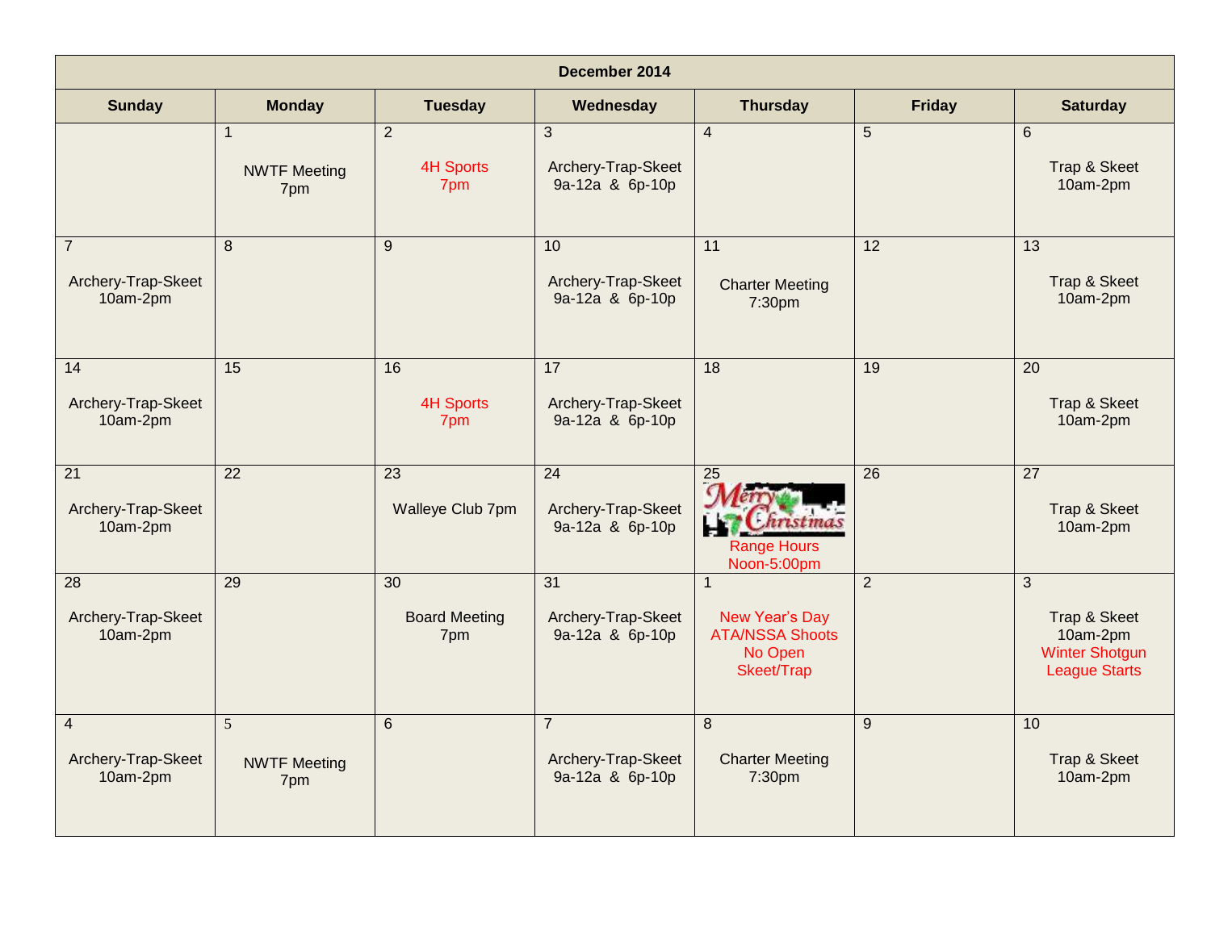| December 2014 | | | | | | |
|---|---|---|---|---|---|---|
| **Sunday** | **Monday** | **Tuesday** | **Wednesday** | **Thursday** | **Friday** | **Saturday** |
| | 1<br>NWTF Meeting<br>7pm | 2<br>4H Sports<br>7pm | 3<br>Archery-Trap-Skeet<br>9a-12a & 6p-10p | 4 | 5 | 6<br>Trap & Skeet<br>10am-2pm |
| 7<br>Archery-Trap-Skeet<br>10am-2pm | 8 | 9 | 10<br>Archery-Trap-Skeet<br>9a-12a & 6p-10p | 11<br>Charter Meeting<br>7:30pm | 12 | 13<br>Trap & Skeet<br>10am-2pm |
| 14<br>Archery-Trap-Skeet<br>10am-2pm | 15 | 16<br>4H Sports<br>7pm | 17<br>Archery-Trap-Skeet<br>9a-12a & 6p-10p | 18 | 19 | 20<br>Trap & Skeet<br>10am-2pm |
| 21<br>Archery-Trap-Skeet<br>10am-2pm | 22 | 23<br>Walleye Club 7pm | 24<br>Archery-Trap-Skeet<br>9a-12a & 6p-10p | 25<br>Merry Christmas<br>Range Hours<br>Noon-5:00pm | 26 | 27<br>Trap & Skeet<br>10am-2pm |
| 28<br>Archery-Trap-Skeet<br>10am-2pm | 29 | 30<br>Board Meeting<br>7pm | 31<br>Archery-Trap-Skeet<br>9a-12a & 6p-10p | 1<br>New Year's Day<br>ATA/NSSA Shoots<br>No Open<br>Skeet/Trap | 2 | 3<br>Trap & Skeet<br>10am-2pm<br>Winter Shotgun<br>League Starts |
| 4<br>Archery-Trap-Skeet<br>10am-2pm | 5<br>NWTF Meeting<br>7pm | 6 | 7<br>Archery-Trap-Skeet<br>9a-12a & 6p-10p | 8<br>Charter Meeting<br>7:30pm | 9 | 10<br>Trap & Skeet<br>10am-2pm |